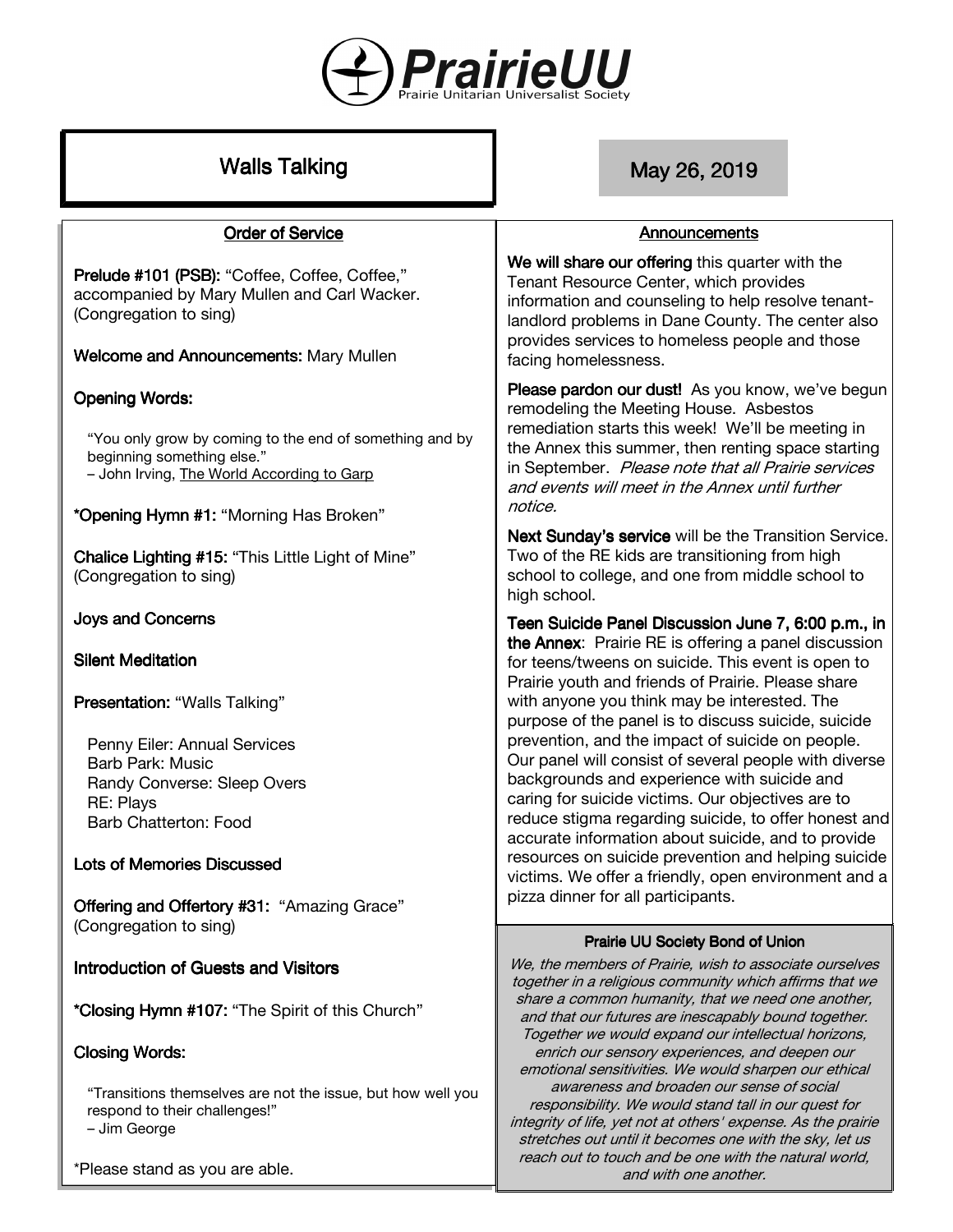# PrairieUU

Prairie Unitarian Universalist Society

## Walls Talking

## May 26, 2019

### Order of Service

**Prelude #101 (PSB):** "Coffee, Coffee, Coffee," accompanied by Mary Mullen and Carl Wacker. (Congregation to sing)

**Welcome and Announcements:** Mary Mullen

**Opening Words:**

"You only grow by coming to the end of something and by beginning something else."
– John Irving, The World According to Garp

***Opening Hymn #1:** "Morning Has Broken"

**Chalice Lighting #15:** "This Little Light of Mine" (Congregation to sing)

**Joys and Concerns**

**Silent Meditation**

**Presentation:** "Walls Talking"

Penny Eiler: Annual Services
Barb Park: Music
Randy Converse: Sleep Overs
RE: Plays
Barb Chatterton: Food

**Lots of Memories Discussed**

**Offering and Offertory #31:** "Amazing Grace" (Congregation to sing)

**Introduction of Guests and Visitors**

***Closing Hymn #107:** "The Spirit of this Church"

**Closing Words:**

"Transitions themselves are not the issue, but how well you respond to their challenges!"
– Jim George

*Please stand as you are able.

### Announcements

**We will share our offering** this quarter with the Tenant Resource Center, which provides information and counseling to help resolve tenant-landlord problems in Dane County. The center also provides services to homeless people and those facing homelessness.

**Please pardon our dust!** As you know, we've begun remodeling the Meeting House. Asbestos remediation starts this week! We'll be meeting in the Annex this summer, then renting space starting in September. *Please note that all Prairie services and events will meet in the Annex until further notice.*

**Next Sunday's service** will be the Transition Service. Two of the RE kids are transitioning from high school to college, and one from middle school to high school.

**Teen Suicide Panel Discussion June 7, 6:00 p.m., in the Annex**: Prairie RE is offering a panel discussion for teens/tweens on suicide. This event is open to Prairie youth and friends of Prairie. Please share with anyone you think may be interested. The purpose of the panel is to discuss suicide, suicide prevention, and the impact of suicide on people. Our panel will consist of several people with diverse backgrounds and experience with suicide and caring for suicide victims. Our objectives are to reduce stigma regarding suicide, to offer honest and accurate information about suicide, and to provide resources on suicide prevention and helping suicide victims. We offer a friendly, open environment and a pizza dinner for all participants.

### Prairie UU Society Bond of Union

*We, the members of Prairie, wish to associate ourselves together in a religious community which affirms that we share a common humanity, that we need one another, and that our futures are inescapably bound together. Together we would expand our intellectual horizons, enrich our sensory experiences, and deepen our emotional sensitivities. We would sharpen our ethical awareness and broaden our sense of social responsibility. We would stand tall in our quest for integrity of life, yet not at others' expense. As the prairie stretches out until it becomes one with the sky, let us reach out to touch and be one with the natural world, and with one another.*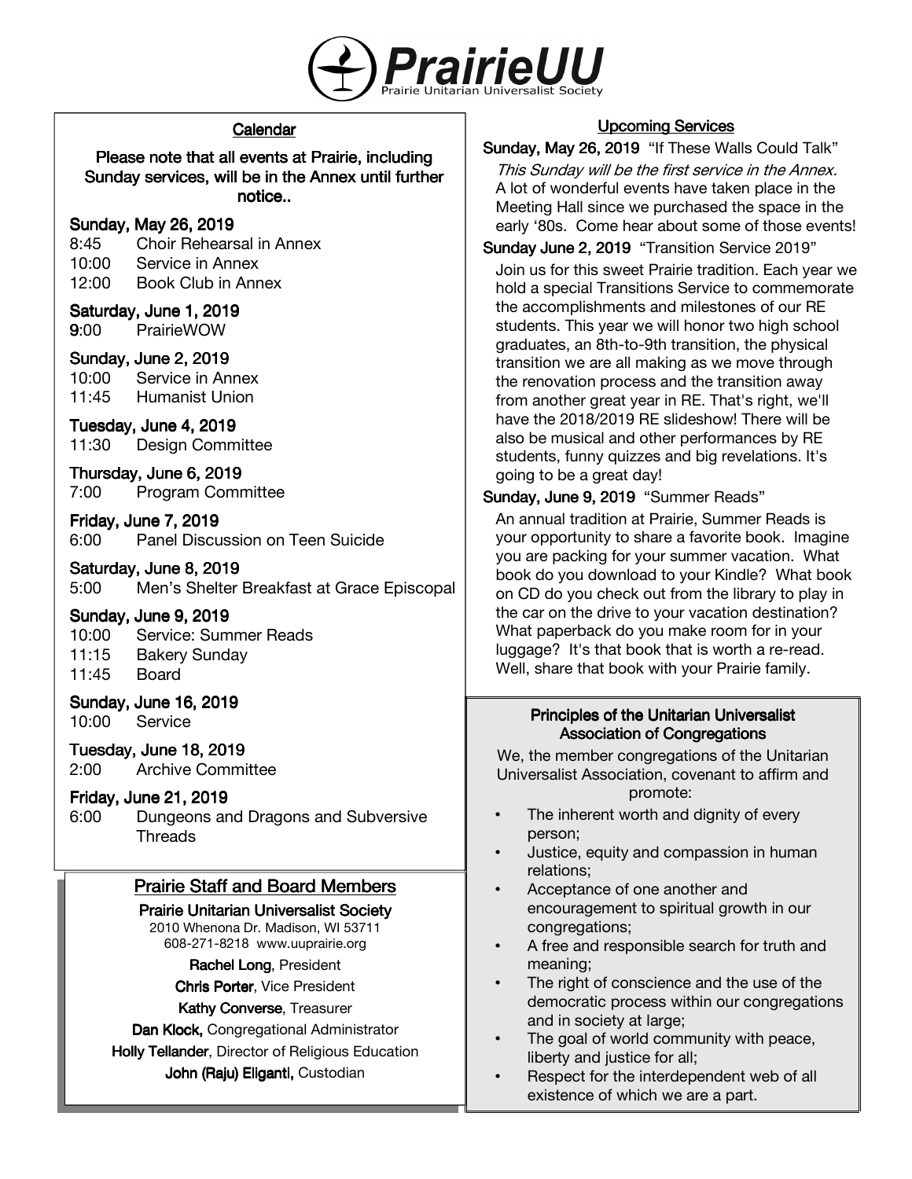# PrairieUU

Prairie Unitarian Universalist Society

## Calendar

**Please note that all events at Prairie, including Sunday services, will be in the Annex until further notice..**

**Sunday, May 26, 2019**
8:45 Choir Rehearsal in Annex
10:00 Service in Annex
12:00 Book Club in Annex

**Saturday, June 1, 2019**
9:00 PrairieWOW

**Sunday, June 2, 2019**
10:00 Service in Annex
11:45 Humanist Union

**Tuesday, June 4, 2019**
11:30 Design Committee

**Thursday, June 6, 2019**
7:00 Program Committee

**Friday, June 7, 2019**
6:00 Panel Discussion on Teen Suicide

**Saturday, June 8, 2019**
5:00 Men's Shelter Breakfast at Grace Episcopal

**Sunday, June 9, 2019**
10:00 Service: Summer Reads
11:15 Bakery Sunday
11:45 Board

**Sunday, June 16, 2019**
10:00 Service

**Tuesday, June 18, 2019**
2:00 Archive Committee

**Friday, June 21, 2019**
6:00 Dungeons and Dragons and Subversive Threads

## Prairie Staff and Board Members

**Prairie Unitarian Universalist Society**
2010 Whenona Dr. Madison, WI 53711
608-271-8218 www.uuprairie.org

**Rachel Long**, President
**Chris Porter**, Vice President
**Kathy Converse**, Treasurer
**Dan Klock,** Congregational Administrator
**Holly Tellander**, Director of Religious Education
**John (Raju) Eliganti,** Custodian

## Upcoming Services

**Sunday, May 26, 2019** "If These Walls Could Talk"

*This Sunday will be the first service in the Annex.* A lot of wonderful events have taken place in the Meeting Hall since we purchased the space in the early '80s. Come hear about some of those events!

**Sunday June 2, 2019** "Transition Service 2019"

Join us for this sweet Prairie tradition. Each year we hold a special Transitions Service to commemorate the accomplishments and milestones of our RE students. This year we will honor two high school graduates, an 8th-to-9th transition, the physical transition we are all making as we move through the renovation process and the transition away from another great year in RE. That's right, we'll have the 2018/2019 RE slideshow! There will be also be musical and other performances by RE students, funny quizzes and big revelations. It's going to be a great day!

**Sunday, June 9, 2019** "Summer Reads"

An annual tradition at Prairie, Summer Reads is your opportunity to share a favorite book. Imagine you are packing for your summer vacation. What book do you download to your Kindle? What book on CD do you check out from the library to play in the car on the drive to your vacation destination? What paperback do you make room for in your luggage? It's that book that is worth a re-read. Well, share that book with your Prairie family.

## Principles of the Unitarian Universalist Association of Congregations

We, the member congregations of the Unitarian Universalist Association, covenant to affirm and promote:

- The inherent worth and dignity of every person;
- Justice, equity and compassion in human relations;
- Acceptance of one another and encouragement to spiritual growth in our congregations;
- A free and responsible search for truth and meaning;
- The right of conscience and the use of the democratic process within our congregations and in society at large;
- The goal of world community with peace, liberty and justice for all;
- Respect for the interdependent web of all existence of which we are a part.